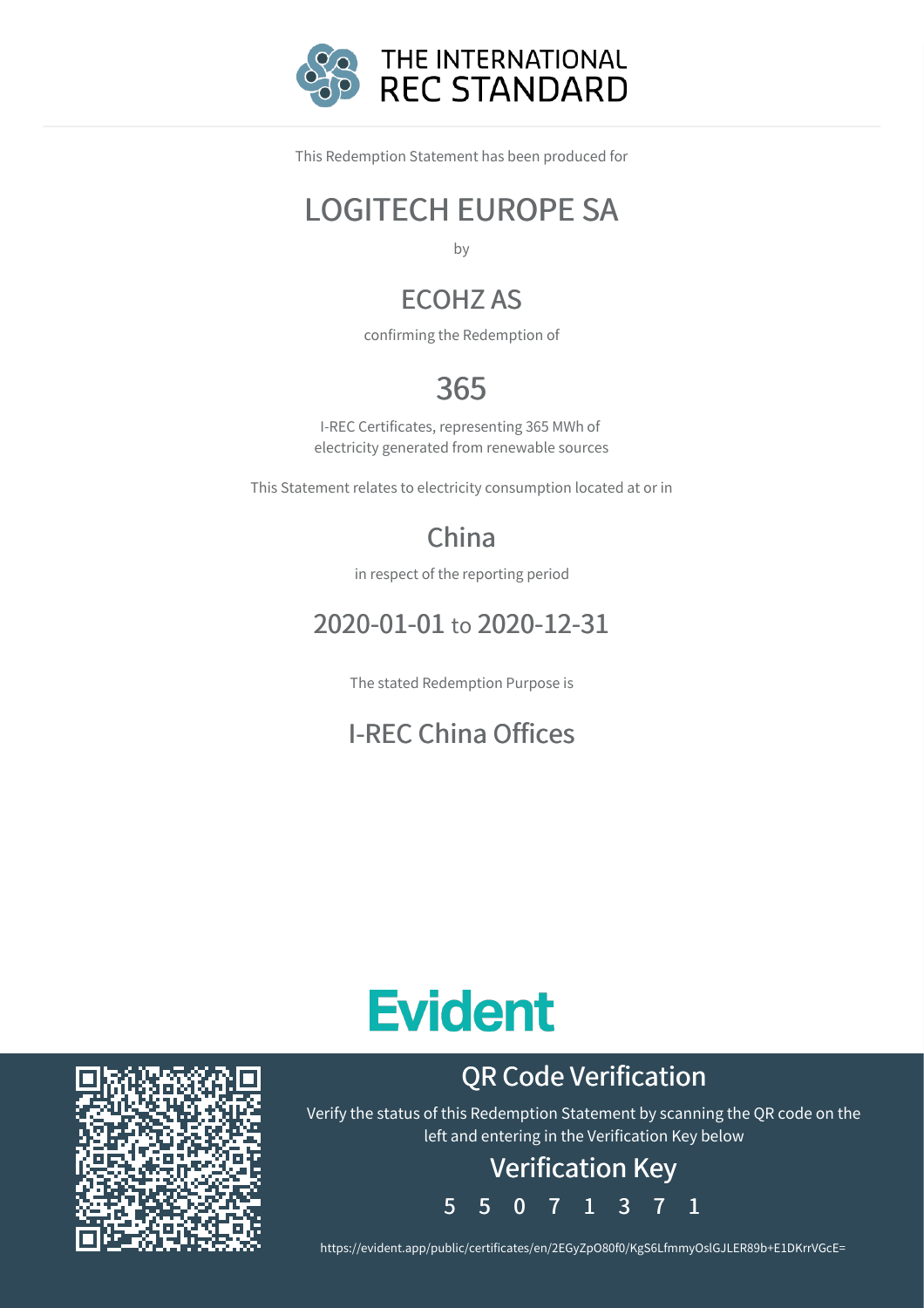# THE INTERNATIONAL REC STANDARD

This Redemption Statement has been produced for

## LOGITECH EUROPE SA

by

## ECOHZ AS

confirming the Redemption of

## 365

I-REC Certificates, representing 365 MWh of electricity generated from renewable sources

This Statement relates to electricity consumption located at or in

## China

in respect of the reporting period

## 2020-01-01 to 2020-12-31

The stated Redemption Purpose is

## I-REC China Offices

**Evident**

## QR Code Verification

Verify the status of this Redemption Statement by scanning the QR code on the left and entering in the Verification Key below

### Verification Key

5 5 0 7 1 3 7 1

https://evident.app/public/certificates/en/2EGyZpO80f0/KgS6LfmmyOslGJLER89b+E1DKrrVGcE=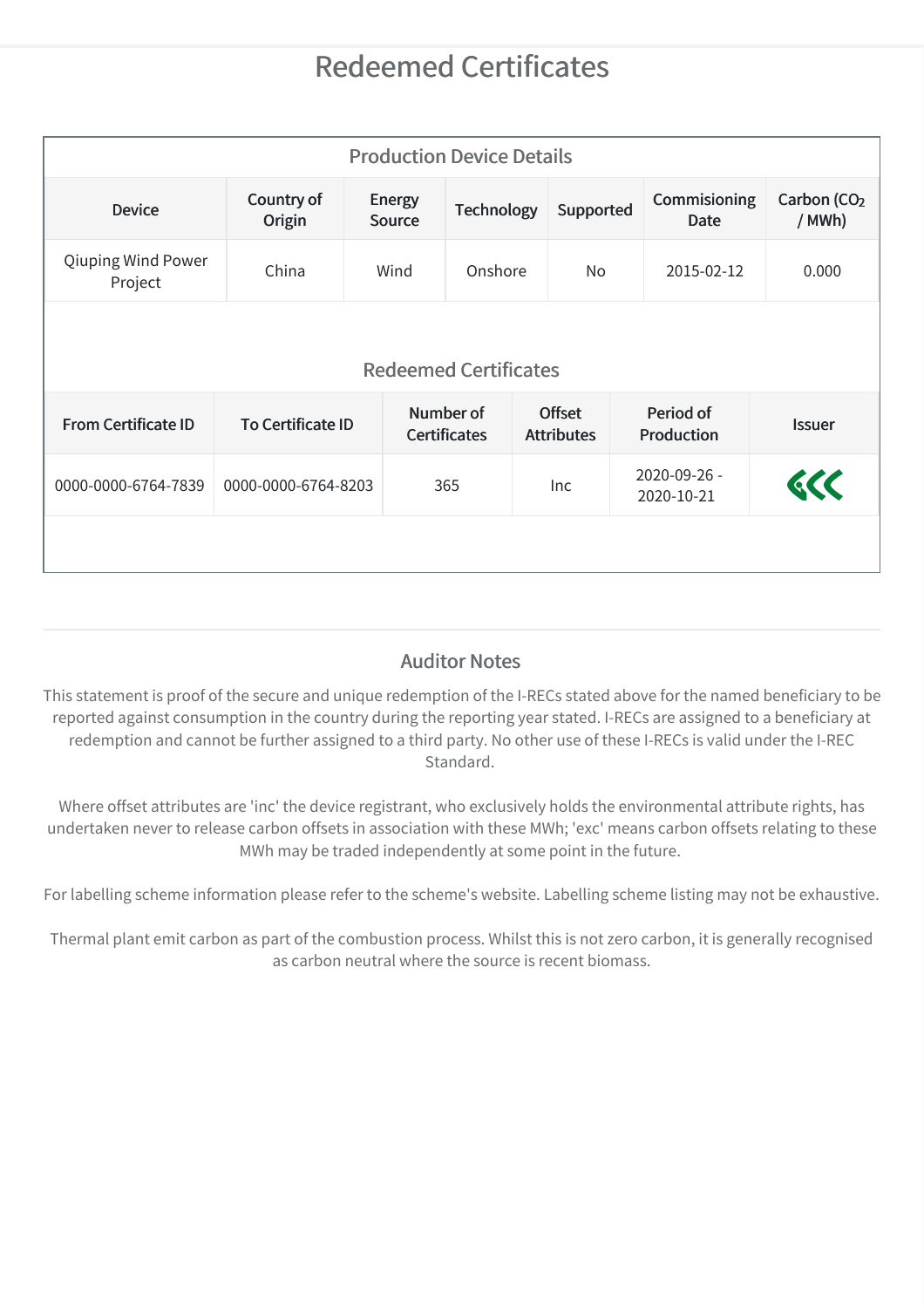# Redeemed Certificates

## Production Device Details

| Device | Country of Origin | Energy Source | Technology | Supported | Commisioning Date | Carbon ($CO_2$ / MWh) |
|---|---|---|---|---|---|---|
| Qiuping Wind Power Project | China | Wind | Onshore | No | 2015-02-12 | 0.000 |

## Redeemed Certificates

| From Certificate ID | To Certificate ID | Number of Certificates | Offset Attributes | Period of Production | Issuer |
|---|---|---|---|---|---|
| 0000-0000-6764-7839 | 0000-0000-6764-8203 | 365 | Inc | 2020-09-26 - 2020-10-21 | |

## Auditor Notes

This statement is proof of the secure and unique redemption of the I-RECs stated above for the named beneficiary to be reported against consumption in the country during the reporting year stated. I-RECs are assigned to a beneficiary at redemption and cannot be further assigned to a third party. No other use of these I-RECs is valid under the I-REC Standard.

Where offset attributes are 'inc' the device registrant, who exclusively holds the environmental attribute rights, has undertaken never to release carbon offsets in association with these MWh; 'exc' means carbon offsets relating to these MWh may be traded independently at some point in the future.

For labelling scheme information please refer to the scheme's website. Labelling scheme listing may not be exhaustive.

Thermal plant emit carbon as part of the combustion process. Whilst this is not zero carbon, it is generally recognised as carbon neutral where the source is recent biomass.